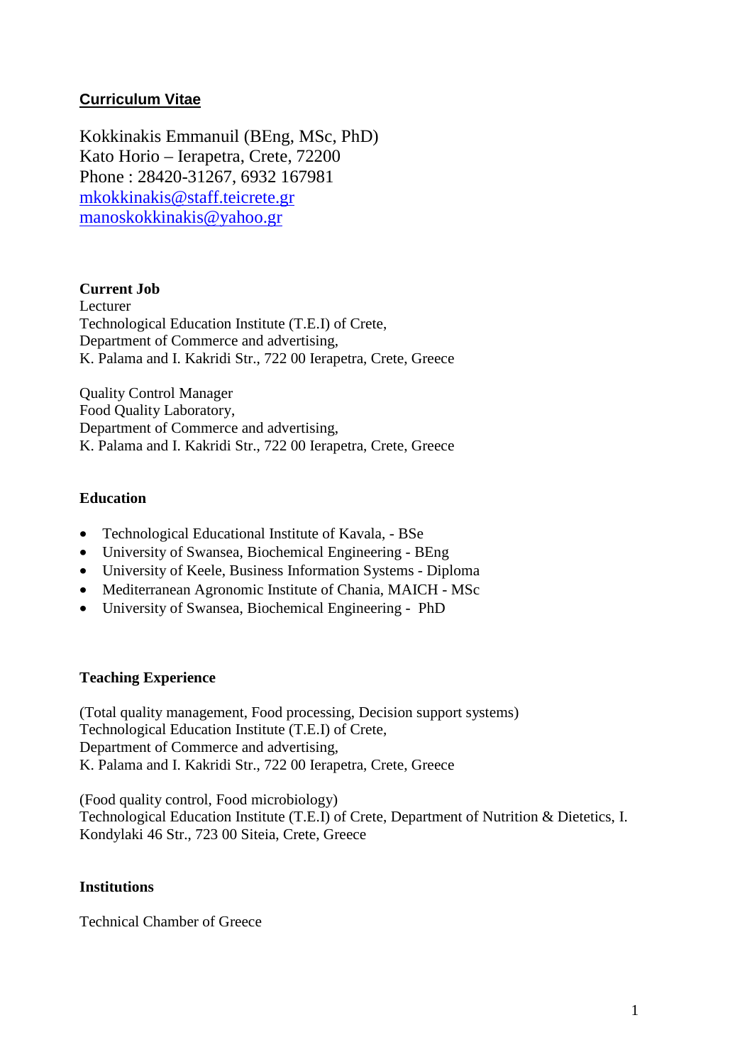# Curriculum Vitae

Kokkinakis Emmanuil (BEng, MSc, PhD)
Kato Horio – Ierapetra, Crete, 72200
Phone : 28420-31267, 6932 167981
mkokkinakis@staff.teicrete.gr
manoskokkinakis@yahoo.gr

**Current Job**

Lecturer
Technological Education Institute (T.E.I) of Crete,
Department of Commerce and advertising,
K. Palama and I. Kakridi Str., 722 00 Ierapetra, Crete, Greece

Quality Control Manager
Food Quality Laboratory,
Department of Commerce and advertising,
K. Palama and I. Kakridi Str., 722 00 Ierapetra, Crete, Greece

**Education**

- Technological Educational Institute of Kavala, - BSe
- University of Swansea, Biochemical Engineering - BEng
- University of Keele, Business Information Systems - Diploma
- Mediterranean Agronomic Institute of Chania, MAICH - MSc
- University of Swansea, Biochemical Engineering - PhD

**Teaching Experience**

(Total quality management, Food processing, Decision support systems)
Technological Education Institute (T.E.I) of Crete,
Department of Commerce and advertising,
K. Palama and I. Kakridi Str., 722 00 Ierapetra, Crete, Greece

(Food quality control, Food microbiology)
Technological Education Institute (T.E.I) of Crete, Department of Nutrition & Dietetics, I. Kondylaki 46 Str., 723 00 Siteia, Crete, Greece

**Institutions**

Technical Chamber of Greece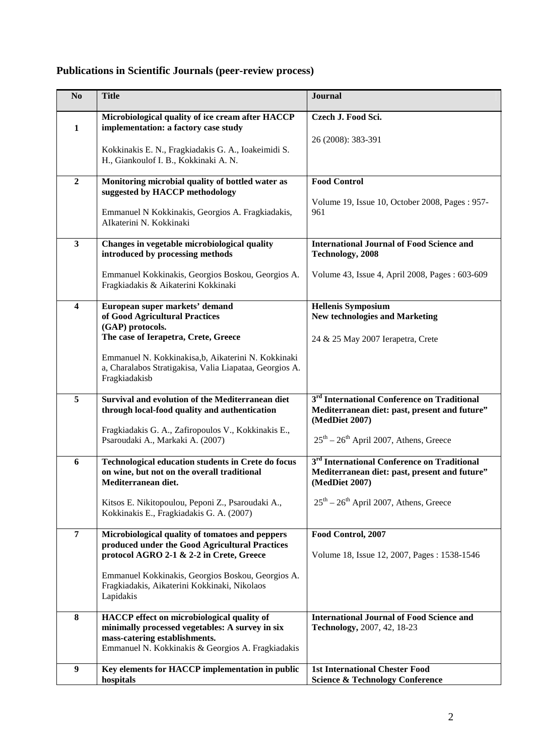## Publications in Scientific Journals (peer-review process)

| No | Title | Journal |
|---|---|---|
| 1 | **Microbiological quality of ice cream after HACCP implementation: a factory case study**<br><br>Kokkinakis E. N., Fragkiadakis G. A., Ioakeimidi S. H., Giankoulof I. B., Kokkinaki A. N. | **Czech J. Food Sci.**<br><br>26 (2008): 383-391 |
| 2 | **Monitoring microbial quality of bottled water as suggested by HACCP methodology**<br><br>Emmanuel N Kokkinakis, Georgios A. Fragkiadakis, AIkaterini N. Kokkinaki | **Food Control**<br><br>Volume 19, Issue 10, October 2008, Pages : 957-961 |
| 3 | **Changes in vegetable microbiological quality introduced by processing methods**<br><br>Emmanuel Kokkinakis, Georgios Boskou, Georgios A. Fragkiadakis & Aikaterini Kokkinaki | **International Journal of Food Science and Technology, 2008**<br><br>Volume 43, Issue 4, April 2008, Pages : 603-609 |
| 4 | **European super markets' demand of Good Agricultural Practices (GAP) protocols. The case of Ierapetra, Crete, Greece**<br><br>Emmanuel N. Kokkinakisa,b, Aikaterini N. Kokkinaki a, Charalabos Stratigakisa, Valia Liapataa, Georgios A. Fragkiadakisb | **Hellenis Symposium New technologies and Marketing**<br><br>24 & 25 May 2007 Ierapetra, Crete |
| 5 | **Survival and evolution of the Mediterranean diet through local-food quality and authentication**<br><br>Fragkiadakis G. A., Zafiropoulos V., Kokkinakis E., Psaroudaki A., Markaki A. (2007) | **3rd International Conference on Traditional Mediterranean diet: past, present and future" (MedDiet 2007)**<br><br>25th – 26th April 2007, Athens, Greece |
| 6 | **Technological education students in Crete do focus on wine, but not on the overall traditional Mediterranean diet.**<br><br>Kitsos E. Nikitopoulou, Peponi Z., Psaroudaki A., Kokkinakis E., Fragkiadakis G. A. (2007) | **3rd International Conference on Traditional Mediterranean diet: past, present and future" (MedDiet 2007)**<br><br>25th – 26th April 2007, Athens, Greece |
| 7 | **Microbiological quality of tomatoes and peppers produced under the Good Agricultural Practices protocol AGRO 2-1 & 2-2 in Crete, Greece**<br><br>Emmanuel Kokkinakis, Georgios Boskou, Georgios A. Fragkiadakis, Aikaterini Kokkinaki, Nikolaos Lapidakis | **Food Control, 2007**<br><br>Volume 18, Issue 12, 2007, Pages : 1538-1546 |
| 8 | **HACCP effect on microbiological quality of minimally processed vegetables: A survey in six mass-catering establishments.**<br>Emmanuel N. Kokkinakis & Georgios A. Fragkiadakis | **International Journal of Food Science and Technology,** 2007, 42, 18-23 |
| 9 | **Key elements for HACCP implementation in public hospitals** | **1st International Chester Food Science & Technology Conference** |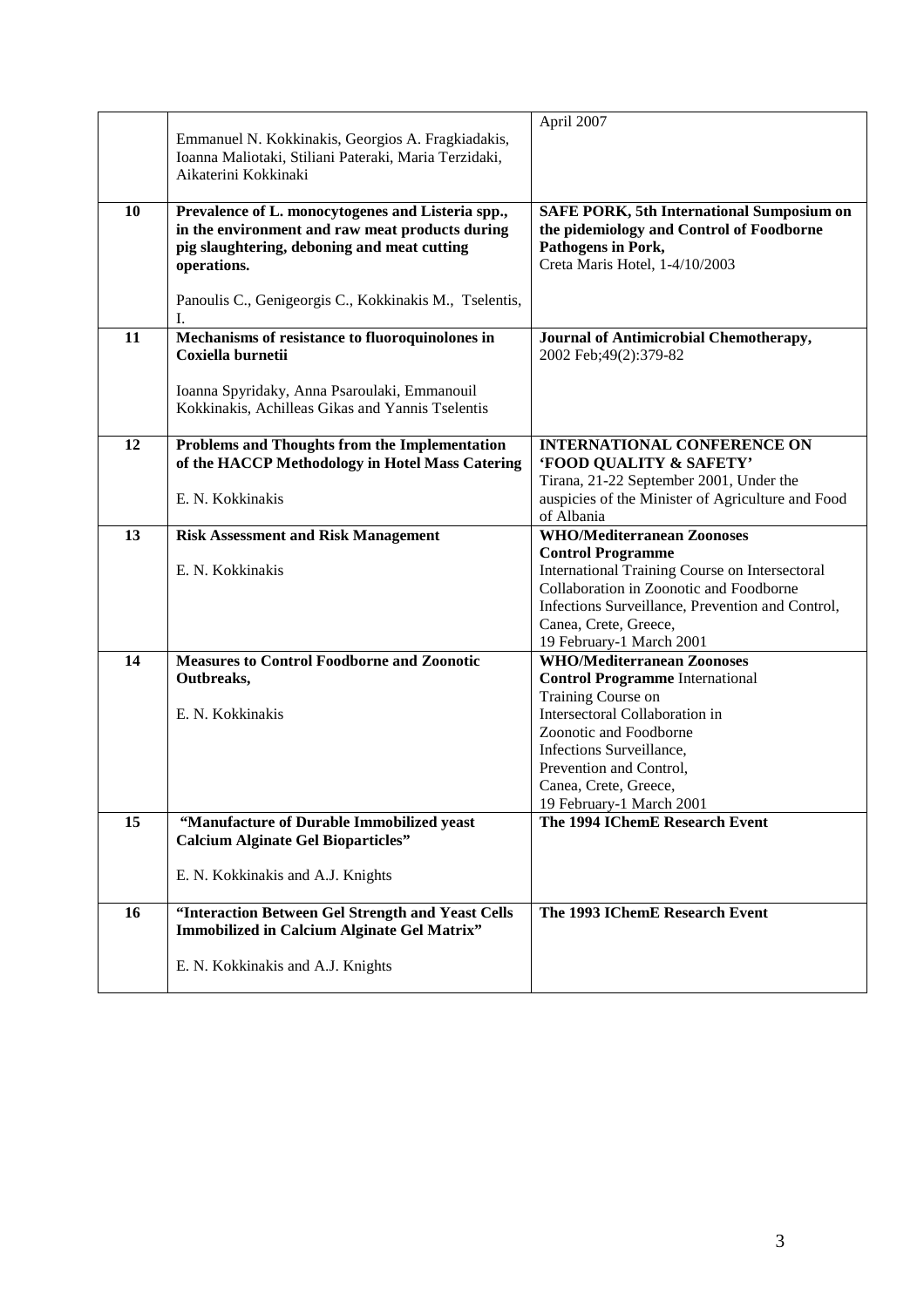| | | |
|---|---|---|
| | Emmanuel N. Kokkinakis, Georgios A. Fragkiadakis, Ioanna Maliotaki, Stiliani Pateraki, Maria Terzidaki, Aikaterini Kokkinaki | April 2007 |
| **10** | **Prevalence of L. monocytogenes and Listeria spp., in the environment and raw meat products during pig slaughtering, deboning and meat cutting operations.**<br><br>Panoulis C., Genigeorgis C., Kokkinakis M., Tselentis, I. | **SAFE PORK, 5th International Sumposium on the pidemiology and Control of Foodborne Pathogens in Pork,**<br>Creta Maris Hotel, 1-4/10/2003 |
| **11** | **Mechanisms of resistance to fluoroquinolones in Coxiella burnetii**<br><br>Ioanna Spyridaky, Anna Psaroulaki, Emmanouil Kokkinakis, Achilleas Gikas and Yannis Tselentis | **Journal of Antimicrobial Chemotherapy,**<br>2002 Feb;49(2):379-82 |
| **12** | **Problems and Thoughts from the Implementation of the HACCP Methodology in Hotel Mass Catering**<br><br>E. N. Kokkinakis | **INTERNATIONAL CONFERENCE ON 'FOOD QUALITY & SAFETY'**<br>Tirana, 21-22 September 2001, Under the auspicies of the Minister of Agriculture and Food of Albania |
| **13** | **Risk Assessment and Risk Management**<br><br>E. N. Kokkinakis | **WHO/Mediterranean Zoonoses Control Programme**<br>International Training Course on Intersectoral Collaboration in Zoonotic and Foodborne Infections Surveillance, Prevention and Control, Canea, Crete, Greece, 19 February-1 March 2001 |
| **14** | **Measures to Control Foodborne and Zoonotic Outbreaks,**<br><br>E. N. Kokkinakis | **WHO/Mediterranean Zoonoses Control Programme** International Training Course on Intersectoral Collaboration in Zoonotic and Foodborne Infections Surveillance, Prevention and Control, Canea, Crete, Greece, 19 February-1 March 2001 |
| **15** | **"Manufacture of Durable Immobilized yeast Calcium Alginate Gel Bioparticles"**<br><br>E. N. Kokkinakis and A.J. Knights | **The 1994 IChemE Research Event** |
| **16** | **"Interaction Between Gel Strength and Yeast Cells Immobilized in Calcium Alginate Gel Matrix"**<br><br>E. N. Kokkinakis and A.J. Knights | **The 1993 IChemE Research Event** |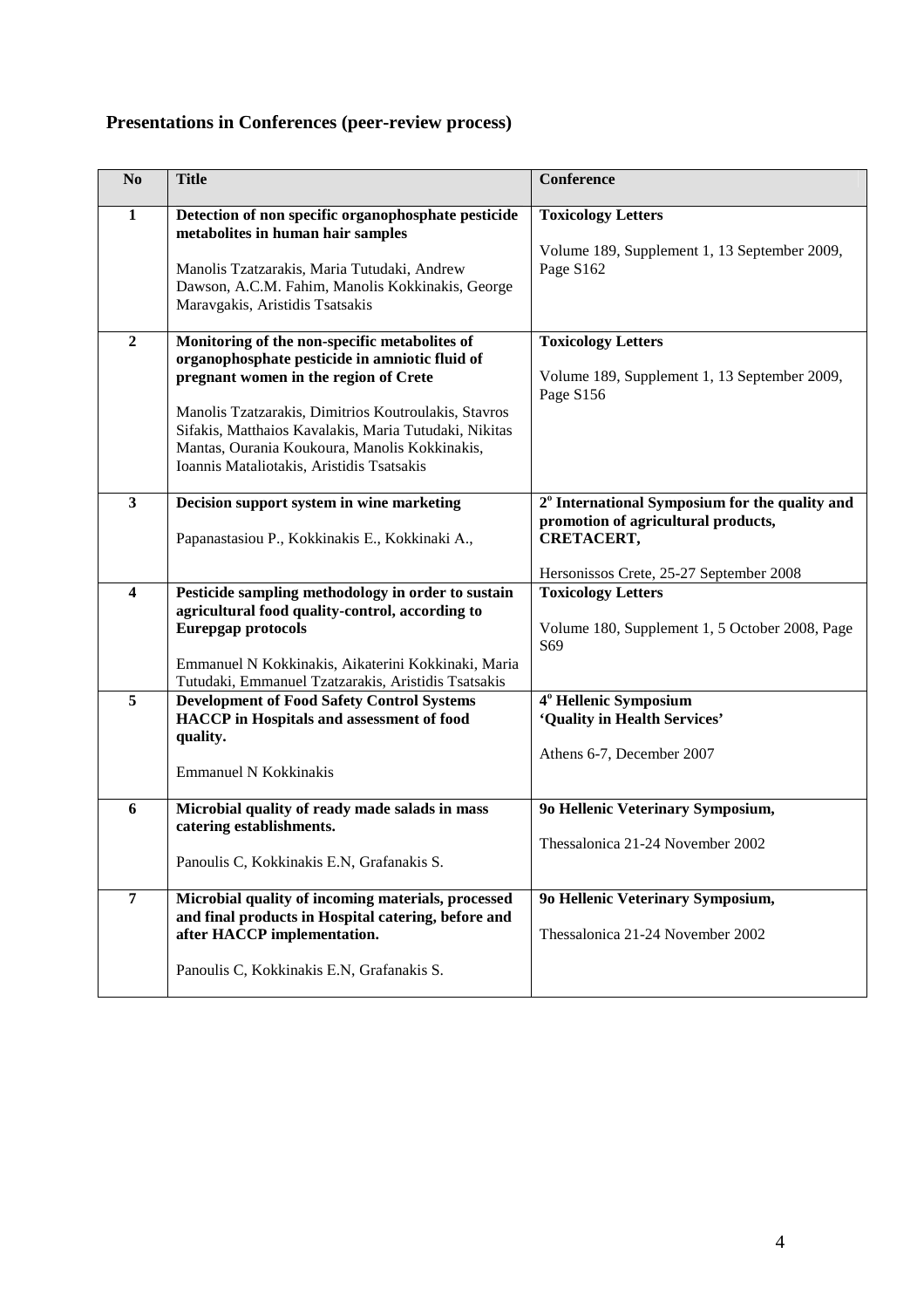## Presentations in Conferences (peer-review process)

| No | Title | Conference |
|---|---|---|
| **1** | **Detection of non specific organophosphate pesticide metabolites in human hair samples**<br><br>Manolis Tzatzarakis, Maria Tutudaki, Andrew Dawson, A.C.M. Fahim, Manolis Kokkinakis, George Maravgakis, Aristidis Tsatsakis | **Toxicology Letters**<br><br>Volume 189, Supplement 1, 13 September 2009, Page S162 |
| **2** | **Monitoring of the non-specific metabolites of organophosphate pesticide in amniotic fluid of pregnant women in the region of Crete**<br><br>Manolis Tzatzarakis, Dimitrios Koutroulakis, Stavros Sifakis, Matthaios Kavalakis, Maria Tutudaki, Nikitas Mantas, Ourania Koukoura, Manolis Kokkinakis, Ioannis Matalíotakis, Aristidis Tsatsakis | **Toxicology Letters**<br><br>Volume 189, Supplement 1, 13 September 2009, Page S156 |
| **3** | **Decision support system in wine marketing**<br><br>Papanastasiou P., Kokkinakis E., Kokkinaki A., | **2º International Symposium for the quality and promotion of agricultural products, CRETACERT,**<br><br>Hersonissos Crete, 25-27 September 2008 |
| **4** | **Pesticide sampling methodology in order to sustain agricultural food quality-control, according to Eurepgap protocols**<br><br>Emmanuel N Kokkinakis, Aikaterini Kokkinaki, Maria Tutudaki, Emmanuel Tzatzarakis, Aristidis Tsatsakis | **Toxicology Letters**<br><br>Volume 180, Supplement 1, 5 October 2008, Page S69 |
| **5** | **Development of Food Safety Control Systems HACCP in Hospitals and assessment of food quality.**<br><br>Emmanuel N Kokkinakis | **4º Hellenic Symposium 'Quality in Health Services'**<br><br>Athens 6-7, December 2007 |
| **6** | **Microbial quality of ready made salads in mass catering establishments.**<br><br>Panoulis C, Kokkinakis E.N, Grafanakis S. | **9o Hellenic Veterinary Symposium,**<br><br>Thessalonica 21-24 November 2002 |
| **7** | **Microbial quality of incoming materials, processed and final products in Hospital catering, before and after HACCP implementation.**<br><br>Panoulis C, Kokkinakis E.N, Grafanakis S. | **9o Hellenic Veterinary Symposium,**<br><br>Thessalonica 21-24 November 2002 |